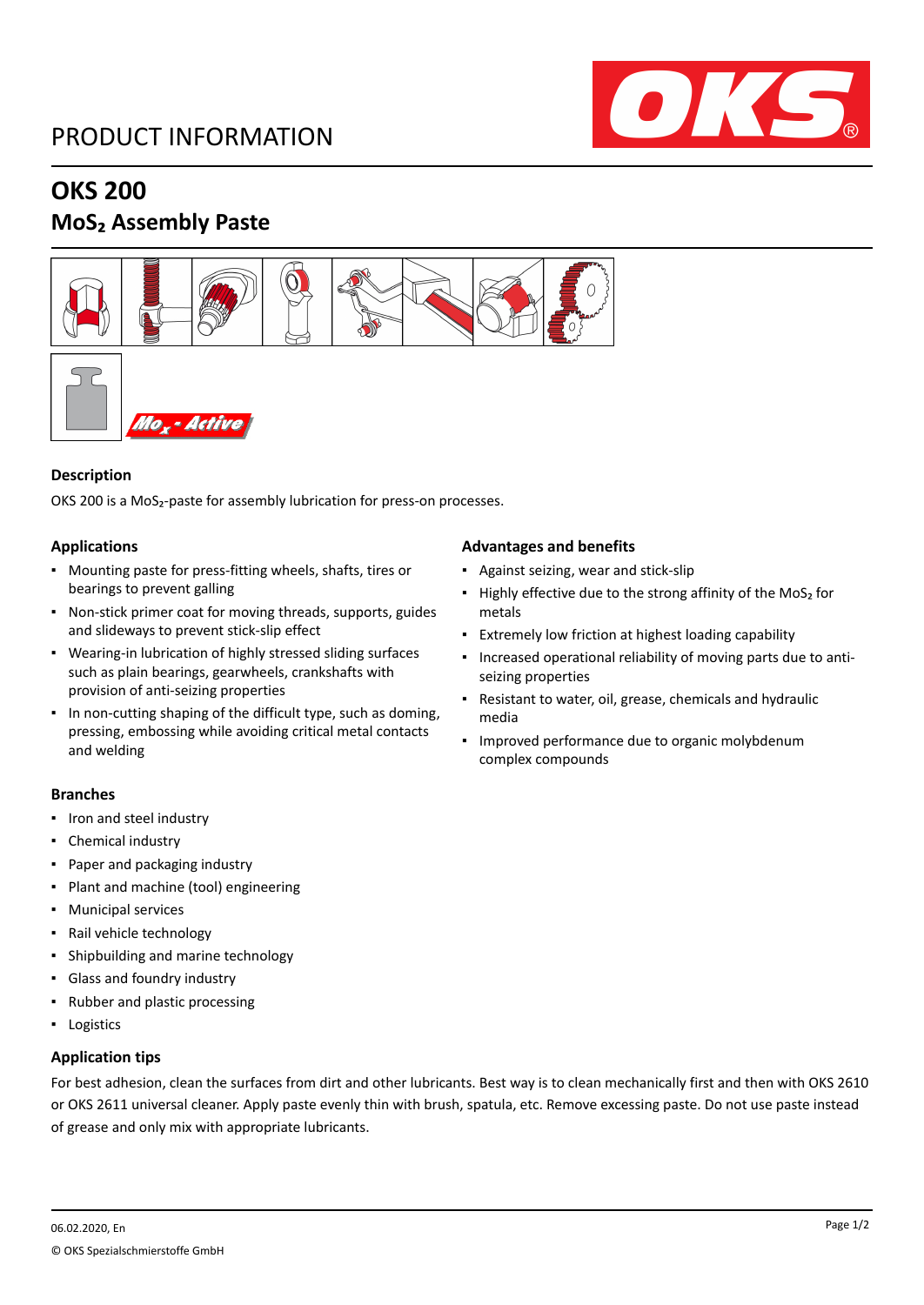# PRODUCT INFORMATION

## OKS 200

## $MoS_2$ Assembly Paste

### Description

OKS 200 is a $MoS_2$-paste for assembly lubrication for press-on processes.

### Applications

- Mounting paste for press-fitting wheels, shafts, tires or bearings to prevent galling
- Non-stick primer coat for moving threads, supports, guides and slideways to prevent stick-slip effect
- Wearing-in lubrication of highly stressed sliding surfaces such as plain bearings, gearwheels, crankshafts with provision of anti-seizing properties
- In non-cutting shaping of the difficult type, such as doming, pressing, embossing while avoiding critical metal contacts and welding

### Advantages and benefits

- Against seizing, wear and stick-slip
- Highly effective due to the strong affinity of the $MoS_2$ for metals
- Extremely low friction at highest loading capability
- Increased operational reliability of moving parts due to anti-seizing properties
- Resistant to water, oil, grease, chemicals and hydraulic media
- Improved performance due to organic molybdenum complex compounds

### Branches

- Iron and steel industry
- Chemical industry
- Paper and packaging industry
- Plant and machine (tool) engineering
- Municipal services
- Rail vehicle technology
- Shipbuilding and marine technology
- Glass and foundry industry
- Rubber and plastic processing
- Logistics

### Application tips

For best adhesion, clean the surfaces from dirt and other lubricants. Best way is to clean mechanically first and then with OKS 2610 or OKS 2611 universal cleaner. Apply paste evenly thin with brush, spatula, etc. Remove excessing paste. Do not use paste instead of grease and only mix with appropriate lubricants.

06.02.2020, En

© OKS Spezialschmierstoffe GmbH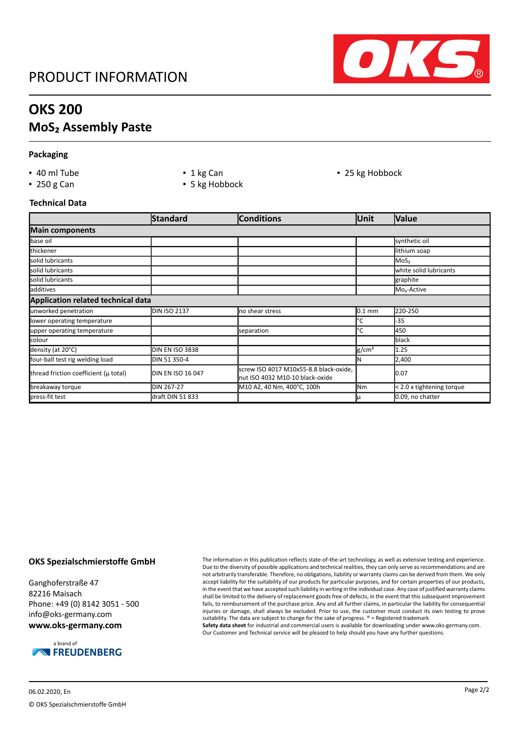PRODUCT INFORMATION

# OKS 200

## $MoS_2$ Assembly Paste

### Packaging

- 40 ml Tube
- 250 g Can
- 1 kg Can
- 5 kg Hobbock
- 25 kg Hobbock

### Technical Data

| | Standard | Conditions | Unit | Value |
|---|---|---|---|---|
| **Main components** | | | | |
| base oil | | | | synthetic oil |
| thickener | | | | lithium soap |
| solid lubricants | | | | $MoS_2$ |
| solid lubricants | | | | white solid lubricants |
| solid lubricants | | | | graphite |
| additives | | | | $Mo_x$-Active |
| **Application related technical data** | | | | |
| unworked penetration | DIN ISO 2137 | no shear stress | 0.1 mm | 220-250 |
| lower operating temperature | | | °C | -35 |
| upper operating temperature | | separation | °C | 450 |
| colour | | | | black |
| density (at 20°C) | DIN EN ISO 3838 | | g/cm³ | 1.25 |
| four-ball test rig welding load | DIN 51 350-4 | | N | 2,400 |
| thread friction coefficient (µ total) | DIN EN ISO 16 047 | screw ISO 4017 M10x55-8.8 black-oxide, nut ISO 4032 M10-10 black-oxide | | 0.07 |
| breakaway torque | DIN 267-27 | M10 A2, 40 Nm, 400°C, 100h | Nm | < 2.0 x tightening torque |
| press-fit test | draft DIN 51 833 | | µ | 0.09, no chatter |

**OKS Spezialschmierstoffe GmbH**

Ganghoferstraße 47
82216 Maisach
Phone: +49 (0) 8142 3051 - 500
info@oks-germany.com
**www.oks-germany.com**

a brand of FREUDENBERG

The information in this publication reflects state-of-the-art technology, as well as extensive testing and experience. Due to the diversity of possible applications and technical realities, they can only serve as recommendations and are not arbitrarily transferable. Therefore, no obligations, liability or warranty claims can be derived from them. We only accept liability for the suitability of our products for particular purposes, and for certain properties of our products, in the event that we have accepted such liability in writing in the individual case. Any case of justified warranty claims shall be limited to the delivery of replacement goods free of defects, in the event that this subsequent improvement fails, to reimbursement of the purchase price. Any and all further claims, in particular the liability for consequential injuries or damage, shall always be excluded. Prior to use, the customer must conduct its own testing to prove suitability. The data are subject to change for the sake of progress. ® = Registered trademark
**Safety data sheet** for industrial and commercial users is available for downloading under www.oks-germany.com. Our Customer and Technical service will be pleased to help should you have any further questions.

06.02.2020, En

© OKS Spezialschmierstoffe GmbH